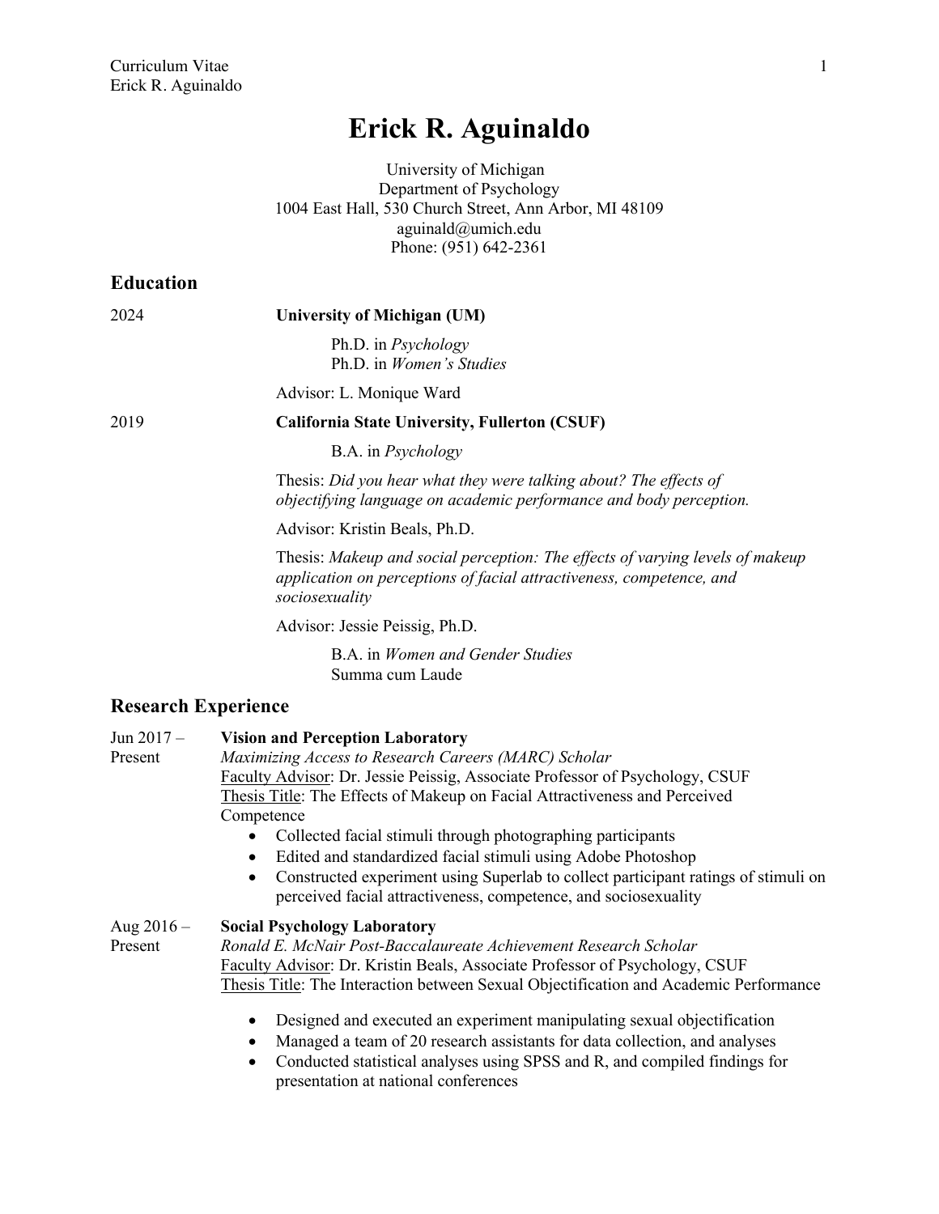# Erick R. Aguinaldo

University of Michigan
Department of Psychology
1004 East Hall, 530 Church Street, Ann Arbor, MI 48109
aguinald@umich.edu
Phone: (951) 642-2361

## Education

2024 **University of Michigan (UM)**

Ph.D. in *Psychology*
Ph.D. in *Women's Studies*

Advisor: L. Monique Ward

2019 **California State University, Fullerton (CSUF)**

B.A. in *Psychology*

Thesis: *Did you hear what they were talking about? The effects of objectifying language on academic performance and body perception.*

Advisor: Kristin Beals, Ph.D.

Thesis: *Makeup and social perception: The effects of varying levels of makeup application on perceptions of facial attractiveness, competence, and sociosexuality*

Advisor: Jessie Peissig, Ph.D.

B.A. in *Women and Gender Studies*
Summa cum Laude

## Research Experience

Jun 2017 – Present **Vision and Perception Laboratory**
*Maximizing Access to Research Careers (MARC) Scholar*
Faculty Advisor: Dr. Jessie Peissig, Associate Professor of Psychology, CSUF
Thesis Title: The Effects of Makeup on Facial Attractiveness and Perceived Competence

- Collected facial stimuli through photographing participants
- Edited and standardized facial stimuli using Adobe Photoshop
- Constructed experiment using Superlab to collect participant ratings of stimuli on perceived facial attractiveness, competence, and sociosexuality

Aug 2016 – Present **Social Psychology Laboratory**
*Ronald E. McNair Post-Baccalaureate Achievement Research Scholar*
Faculty Advisor: Dr. Kristin Beals, Associate Professor of Psychology, CSUF
Thesis Title: The Interaction between Sexual Objectification and Academic Performance

- Designed and executed an experiment manipulating sexual objectification
- Managed a team of 20 research assistants for data collection, and analyses
- Conducted statistical analyses using SPSS and R, and compiled findings for presentation at national conferences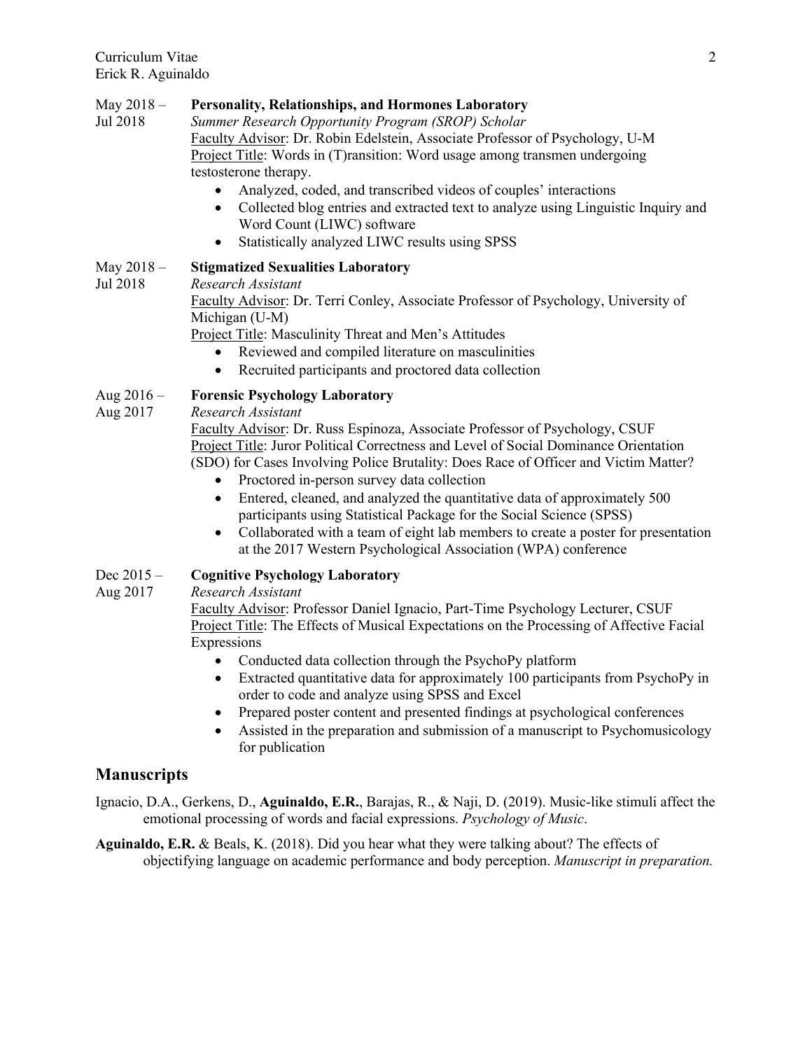May 2018 – Jul 2018 **Personality, Relationships, and Hormones Laboratory**
*Summer Research Opportunity Program (SROP) Scholar*
Faculty Advisor: Dr. Robin Edelstein, Associate Professor of Psychology, U-M
Project Title: Words in (T)ransition: Word usage among transmen undergoing testosterone therapy.

- Analyzed, coded, and transcribed videos of couples' interactions
- Collected blog entries and extracted text to analyze using Linguistic Inquiry and Word Count (LIWC) software
- Statistically analyzed LIWC results using SPSS

May 2018 – Jul 2018 **Stigmatized Sexualities Laboratory**
*Research Assistant*
Faculty Advisor: Dr. Terri Conley, Associate Professor of Psychology, University of Michigan (U-M)
Project Title: Masculinity Threat and Men's Attitudes

- Reviewed and compiled literature on masculinities
- Recruited participants and proctored data collection

Aug 2016 – Aug 2017 **Forensic Psychology Laboratory**
*Research Assistant*
Faculty Advisor: Dr. Russ Espinoza, Associate Professor of Psychology, CSUF
Project Title: Juror Political Correctness and Level of Social Dominance Orientation (SDO) for Cases Involving Police Brutality: Does Race of Officer and Victim Matter?

- Proctored in-person survey data collection
- Entered, cleaned, and analyzed the quantitative data of approximately 500 participants using Statistical Package for the Social Science (SPSS)
- Collaborated with a team of eight lab members to create a poster for presentation at the 2017 Western Psychological Association (WPA) conference

Dec 2015 – Aug 2017 **Cognitive Psychology Laboratory**
*Research Assistant*
Faculty Advisor: Professor Daniel Ignacio, Part-Time Psychology Lecturer, CSUF
Project Title: The Effects of Musical Expectations on the Processing of Affective Facial Expressions

- Conducted data collection through the PsychoPy platform
- Extracted quantitative data for approximately 100 participants from PsychoPy in order to code and analyze using SPSS and Excel
- Prepared poster content and presented findings at psychological conferences
- Assisted in the preparation and submission of a manuscript to Psychomusicology for publication

## Manuscripts

Ignacio, D.A., Gerkens, D., **Aguinaldo, E.R.**, Barajas, R., & Naji, D. (2019). Music-like stimuli affect the emotional processing of words and facial expressions. *Psychology of Music*.

**Aguinaldo, E.R.** & Beals, K. (2018). Did you hear what they were talking about? The effects of objectifying language on academic performance and body perception. *Manuscript in preparation.*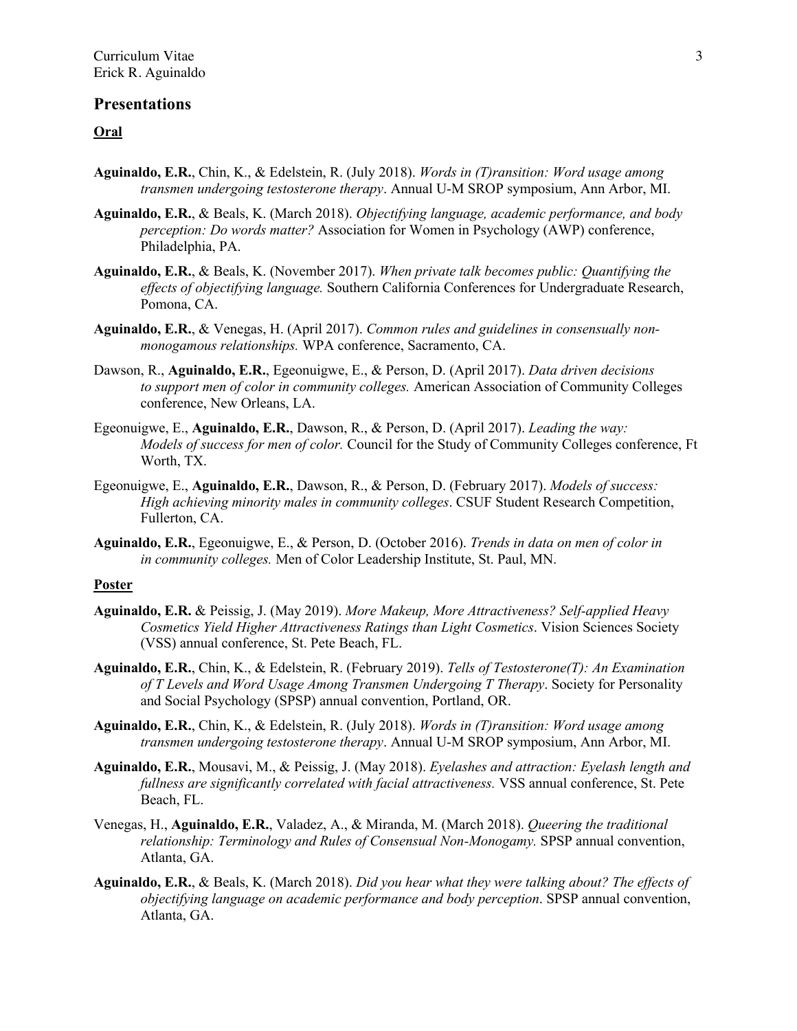## Presentations

### Oral

**Aguinaldo, E.R.**, Chin, K., & Edelstein, R. (July 2018). *Words in (T)ransition: Word usage among transmen undergoing testosterone therapy*. Annual U-M SROP symposium, Ann Arbor, MI.

**Aguinaldo, E.R.**, & Beals, K. (March 2018). *Objectifying language, academic performance, and body perception: Do words matter?* Association for Women in Psychology (AWP) conference, Philadelphia, PA.

**Aguinaldo, E.R.**, & Beals, K. (November 2017). *When private talk becomes public: Quantifying the effects of objectifying language.* Southern California Conferences for Undergraduate Research, Pomona, CA.

**Aguinaldo, E.R.**, & Venegas, H. (April 2017). *Common rules and guidelines in consensually non-monogamous relationships.* WPA conference, Sacramento, CA.

Dawson, R., **Aguinaldo, E.R.**, Egeonuigwe, E., & Person, D. (April 2017). *Data driven decisions to support men of color in community colleges.* American Association of Community Colleges conference, New Orleans, LA.

Egeonuigwe, E., **Aguinaldo, E.R.**, Dawson, R., & Person, D. (April 2017). *Leading the way: Models of success for men of color.* Council for the Study of Community Colleges conference, Ft Worth, TX.

Egeonuigwe, E., **Aguinaldo, E.R.**, Dawson, R., & Person, D. (February 2017). *Models of success: High achieving minority males in community colleges*. CSUF Student Research Competition, Fullerton, CA.

**Aguinaldo, E.R.**, Egeonuigwe, E., & Person, D. (October 2016). *Trends in data on men of color in community colleges.* Men of Color Leadership Institute, St. Paul, MN.

### Poster

**Aguinaldo, E.R.** & Peissig, J. (May 2019). *More Makeup, More Attractiveness? Self-applied Heavy Cosmetics Yield Higher Attractiveness Ratings than Light Cosmetics*. Vision Sciences Society (VSS) annual conference, St. Pete Beach, FL.

**Aguinaldo, E.R.**, Chin, K., & Edelstein, R. (February 2019). *Tells of Testosterone(T): An Examination of T Levels and Word Usage Among Transmen Undergoing T Therapy*. Society for Personality and Social Psychology (SPSP) annual convention, Portland, OR.

**Aguinaldo, E.R.**, Chin, K., & Edelstein, R. (July 2018). *Words in (T)ransition: Word usage among transmen undergoing testosterone therapy*. Annual U-M SROP symposium, Ann Arbor, MI.

**Aguinaldo, E.R.**, Mousavi, M., & Peissig, J. (May 2018). *Eyelashes and attraction: Eyelash length and fullness are significantly correlated with facial attractiveness.* VSS annual conference, St. Pete Beach, FL.

Venegas, H., **Aguinaldo, E.R.**, Valadez, A., & Miranda, M. (March 2018). *Queering the traditional relationship: Terminology and Rules of Consensual Non-Monogamy.* SPSP annual convention, Atlanta, GA.

**Aguinaldo, E.R.**, & Beals, K. (March 2018). *Did you hear what they were talking about? The effects of objectifying language on academic performance and body perception*. SPSP annual convention, Atlanta, GA.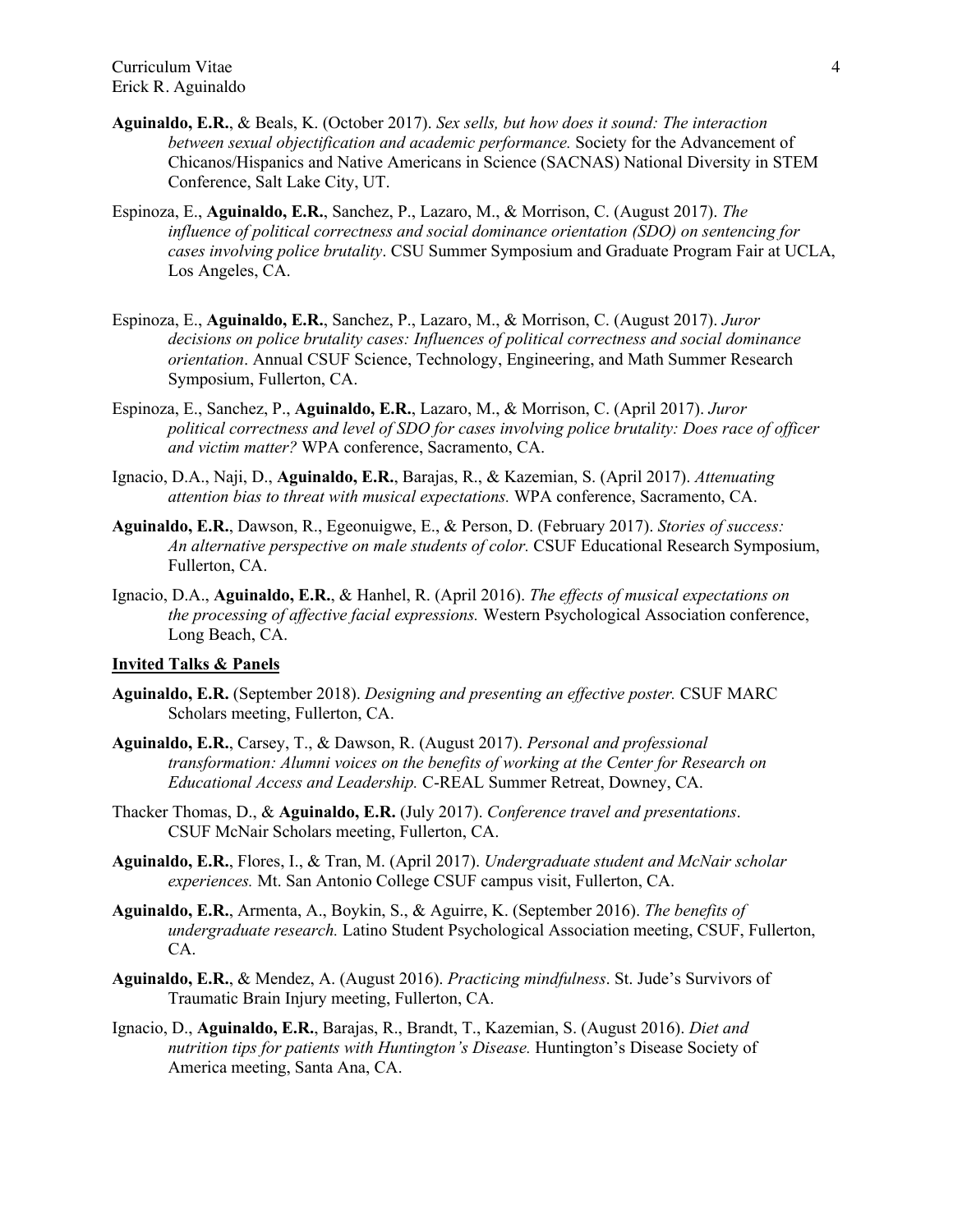**Aguinaldo, E.R.**, & Beals, K. (October 2017). *Sex sells, but how does it sound: The interaction between sexual objectification and academic performance.* Society for the Advancement of Chicanos/Hispanics and Native Americans in Science (SACNAS) National Diversity in STEM Conference, Salt Lake City, UT.

Espinoza, E., **Aguinaldo, E.R.**, Sanchez, P., Lazaro, M., & Morrison, C. (August 2017). *The influence of political correctness and social dominance orientation (SDO) on sentencing for cases involving police brutality*. CSU Summer Symposium and Graduate Program Fair at UCLA, Los Angeles, CA.

Espinoza, E., **Aguinaldo, E.R.**, Sanchez, P., Lazaro, M., & Morrison, C. (August 2017). *Juror decisions on police brutality cases: Influences of political correctness and social dominance orientation*. Annual CSUF Science, Technology, Engineering, and Math Summer Research Symposium, Fullerton, CA.

Espinoza, E., Sanchez, P., **Aguinaldo, E.R.**, Lazaro, M., & Morrison, C. (April 2017). *Juror political correctness and level of SDO for cases involving police brutality: Does race of officer and victim matter?* WPA conference, Sacramento, CA.

Ignacio, D.A., Naji, D., **Aguinaldo, E.R.**, Barajas, R., & Kazemian, S. (April 2017). *Attenuating attention bias to threat with musical expectations.* WPA conference, Sacramento, CA.

**Aguinaldo, E.R.**, Dawson, R., Egeonuigwe, E., & Person, D. (February 2017). *Stories of success: An alternative perspective on male students of color.* CSUF Educational Research Symposium, Fullerton, CA.

Ignacio, D.A., **Aguinaldo, E.R.**, & Hanhel, R. (April 2016). *The effects of musical expectations on the processing of affective facial expressions.* Western Psychological Association conference, Long Beach, CA.

## Invited Talks & Panels

**Aguinaldo, E.R.** (September 2018). *Designing and presenting an effective poster.* CSUF MARC Scholars meeting, Fullerton, CA.

**Aguinaldo, E.R.**, Carsey, T., & Dawson, R. (August 2017). *Personal and professional transformation: Alumni voices on the benefits of working at the Center for Research on Educational Access and Leadership.* C-REAL Summer Retreat, Downey, CA.

Thacker Thomas, D., & **Aguinaldo, E.R.** (July 2017). *Conference travel and presentations*. CSUF McNair Scholars meeting, Fullerton, CA.

**Aguinaldo, E.R.**, Flores, I., & Tran, M. (April 2017). *Undergraduate student and McNair scholar experiences.* Mt. San Antonio College CSUF campus visit, Fullerton, CA.

**Aguinaldo, E.R.**, Armenta, A., Boykin, S., & Aguirre, K. (September 2016). *The benefits of undergraduate research.* Latino Student Psychological Association meeting, CSUF, Fullerton, CA.

**Aguinaldo, E.R.**, & Mendez, A. (August 2016). *Practicing mindfulness*. St. Jude's Survivors of Traumatic Brain Injury meeting, Fullerton, CA.

Ignacio, D., **Aguinaldo, E.R.**, Barajas, R., Brandt, T., Kazemian, S. (August 2016). *Diet and nutrition tips for patients with Huntington's Disease.* Huntington's Disease Society of America meeting, Santa Ana, CA.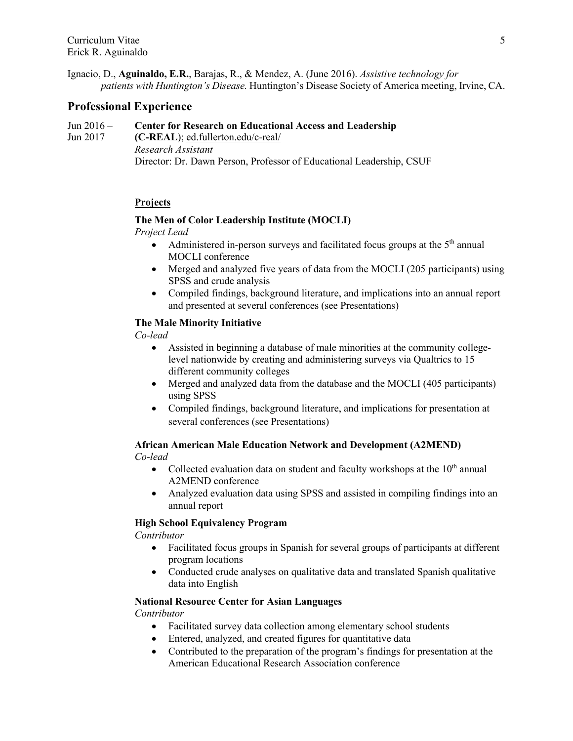Ignacio, D., **Aguinaldo, E.R.**, Barajas, R., & Mendez, A. (June 2016). *Assistive technology for patients with Huntington's Disease.* Huntington's Disease Society of America meeting, Irvine, CA.

## Professional Experience

Jun 2016 – Jun 2017 **Center for Research on Educational Access and Leadership (C-REAL)**; ed.fullerton.edu/c-real/
*Research Assistant*
Director: Dr. Dawn Person, Professor of Educational Leadership, CSUF

**Projects**

**The Men of Color Leadership Institute (MOCLI)**
*Project Lead*

- Administered in-person surveys and facilitated focus groups at the 5th annual MOCLI conference
- Merged and analyzed five years of data from the MOCLI (205 participants) using SPSS and crude analysis
- Compiled findings, background literature, and implications into an annual report and presented at several conferences (see Presentations)

**The Male Minority Initiative**
*Co-lead*

- Assisted in beginning a database of male minorities at the community college-level nationwide by creating and administering surveys via Qualtrics to 15 different community colleges
- Merged and analyzed data from the database and the MOCLI (405 participants) using SPSS
- Compiled findings, background literature, and implications for presentation at several conferences (see Presentations)

**African American Male Education Network and Development (A2MEND)**
*Co-lead*

- Collected evaluation data on student and faculty workshops at the 10th annual A2MEND conference
- Analyzed evaluation data using SPSS and assisted in compiling findings into an annual report

**High School Equivalency Program**
*Contributor*

- Facilitated focus groups in Spanish for several groups of participants at different program locations
- Conducted crude analyses on qualitative data and translated Spanish qualitative data into English

**National Resource Center for Asian Languages**
*Contributor*

- Facilitated survey data collection among elementary school students
- Entered, analyzed, and created figures for quantitative data
- Contributed to the preparation of the program's findings for presentation at the American Educational Research Association conference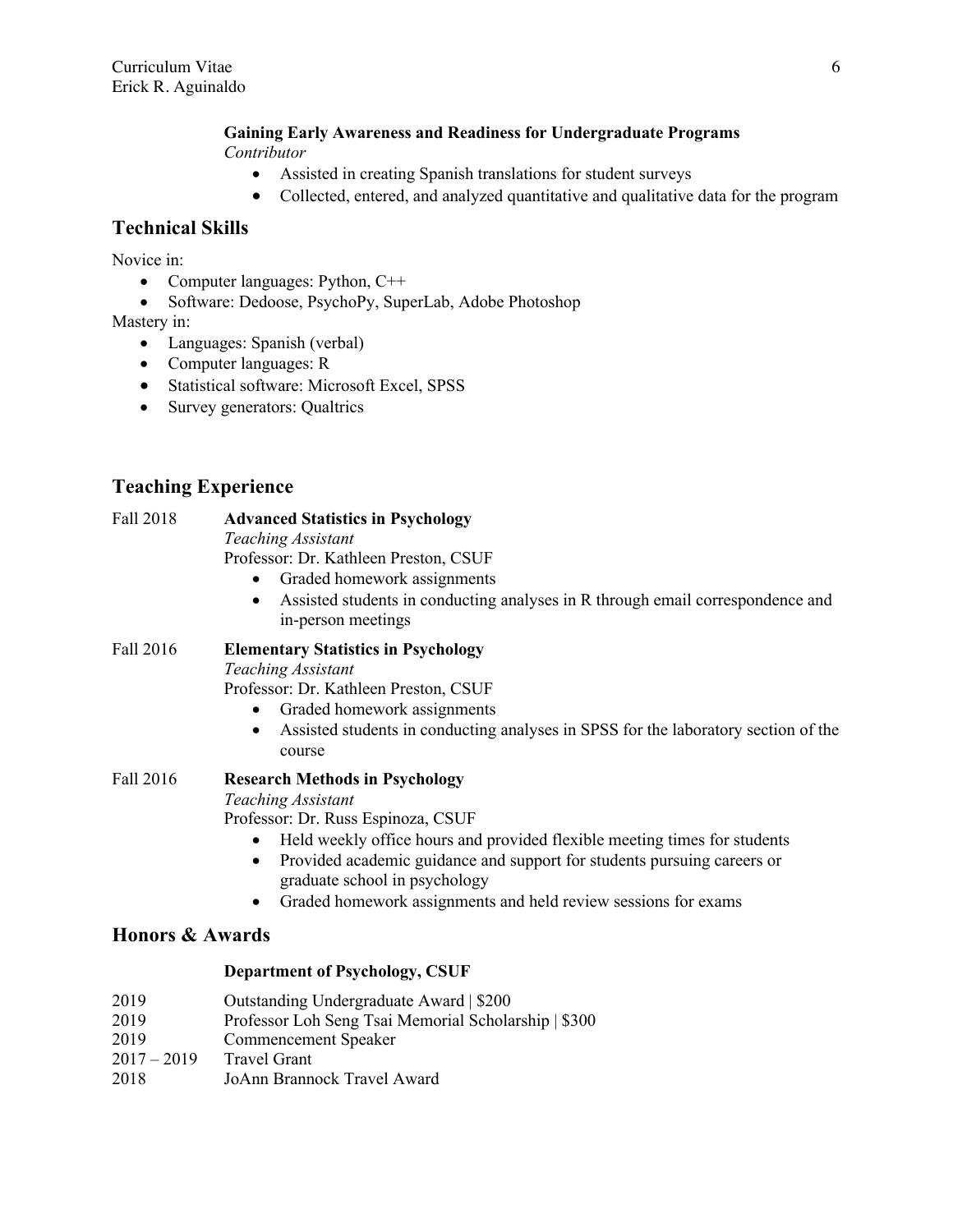**Gaining Early Awareness and Readiness for Undergraduate Programs**
*Contributor*

- Assisted in creating Spanish translations for student surveys
- Collected, entered, and analyzed quantitative and qualitative data for the program

## Technical Skills

Novice in:

- Computer languages: Python, C++
- Software: Dedoose, PsychoPy, SuperLab, Adobe Photoshop

Mastery in:

- Languages: Spanish (verbal)
- Computer languages: R
- Statistical software: Microsoft Excel, SPSS
- Survey generators: Qualtrics

## Teaching Experience

Fall 2018 **Advanced Statistics in Psychology**
*Teaching Assistant*
Professor: Dr. Kathleen Preston, CSUF

- Graded homework assignments
- Assisted students in conducting analyses in R through email correspondence and in-person meetings

Fall 2016 **Elementary Statistics in Psychology**
*Teaching Assistant*
Professor: Dr. Kathleen Preston, CSUF

- Graded homework assignments
- Assisted students in conducting analyses in SPSS for the laboratory section of the course

Fall 2016 **Research Methods in Psychology**
*Teaching Assistant*
Professor: Dr. Russ Espinoza, CSUF

- Held weekly office hours and provided flexible meeting times for students
- Provided academic guidance and support for students pursuing careers or graduate school in psychology
- Graded homework assignments and held review sessions for exams

## Honors & Awards

**Department of Psychology, CSUF**

2019 Outstanding Undergraduate Award | $200
2019 Professor Loh Seng Tsai Memorial Scholarship | $300
2019 Commencement Speaker
2017 – 2019 Travel Grant
2018 JoAnn Brannock Travel Award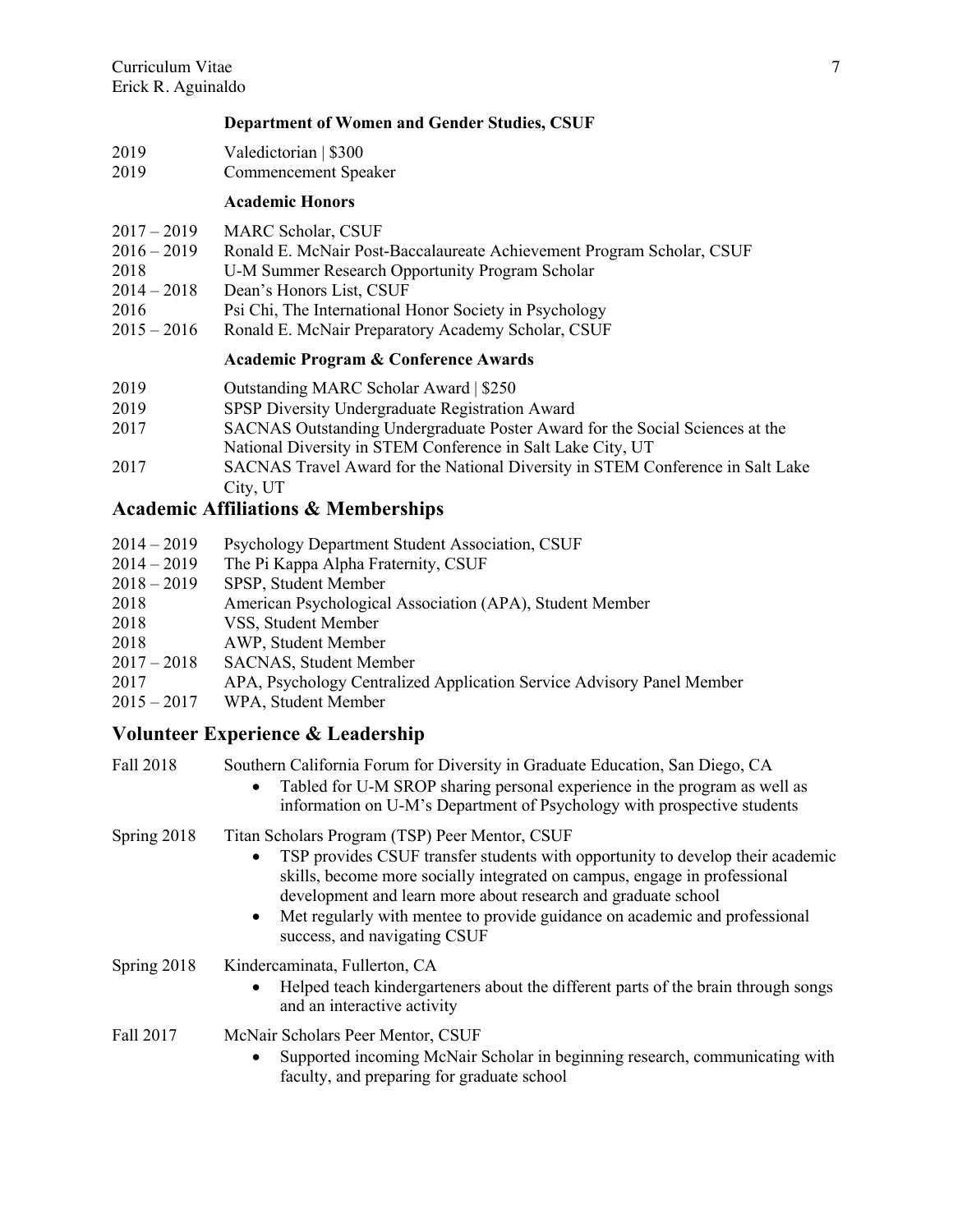### Department of Women and Gender Studies, CSUF

2019 Valedictorian | $300
2019 Commencement Speaker

### Academic Honors

2017 – 2019 MARC Scholar, CSUF
2016 – 2019 Ronald E. McNair Post-Baccalaureate Achievement Program Scholar, CSUF
2018 U-M Summer Research Opportunity Program Scholar
2014 – 2018 Dean's Honors List, CSUF
2016 Psi Chi, The International Honor Society in Psychology
2015 – 2016 Ronald E. McNair Preparatory Academy Scholar, CSUF

### Academic Program & Conference Awards

2019 Outstanding MARC Scholar Award | $250
2019 SPSP Diversity Undergraduate Registration Award
2017 SACNAS Outstanding Undergraduate Poster Award for the Social Sciences at the National Diversity in STEM Conference in Salt Lake City, UT
2017 SACNAS Travel Award for the National Diversity in STEM Conference in Salt Lake City, UT

## Academic Affiliations & Memberships

2014 – 2019 Psychology Department Student Association, CSUF
2014 – 2019 The Pi Kappa Alpha Fraternity, CSUF
2018 – 2019 SPSP, Student Member
2018 American Psychological Association (APA), Student Member
2018 VSS, Student Member
2018 AWP, Student Member
2017 – 2018 SACNAS, Student Member
2017 APA, Psychology Centralized Application Service Advisory Panel Member
2015 – 2017 WPA, Student Member

## Volunteer Experience & Leadership

Fall 2018 Southern California Forum for Diversity in Graduate Education, San Diego, CA

- Tabled for U-M SROP sharing personal experience in the program as well as information on U-M's Department of Psychology with prospective students

Spring 2018 Titan Scholars Program (TSP) Peer Mentor, CSUF

- TSP provides CSUF transfer students with opportunity to develop their academic skills, become more socially integrated on campus, engage in professional development and learn more about research and graduate school
- Met regularly with mentee to provide guidance on academic and professional success, and navigating CSUF

Spring 2018 Kindercaminata, Fullerton, CA

- Helped teach kindergarteners about the different parts of the brain through songs and an interactive activity

Fall 2017 McNair Scholars Peer Mentor, CSUF

- Supported incoming McNair Scholar in beginning research, communicating with faculty, and preparing for graduate school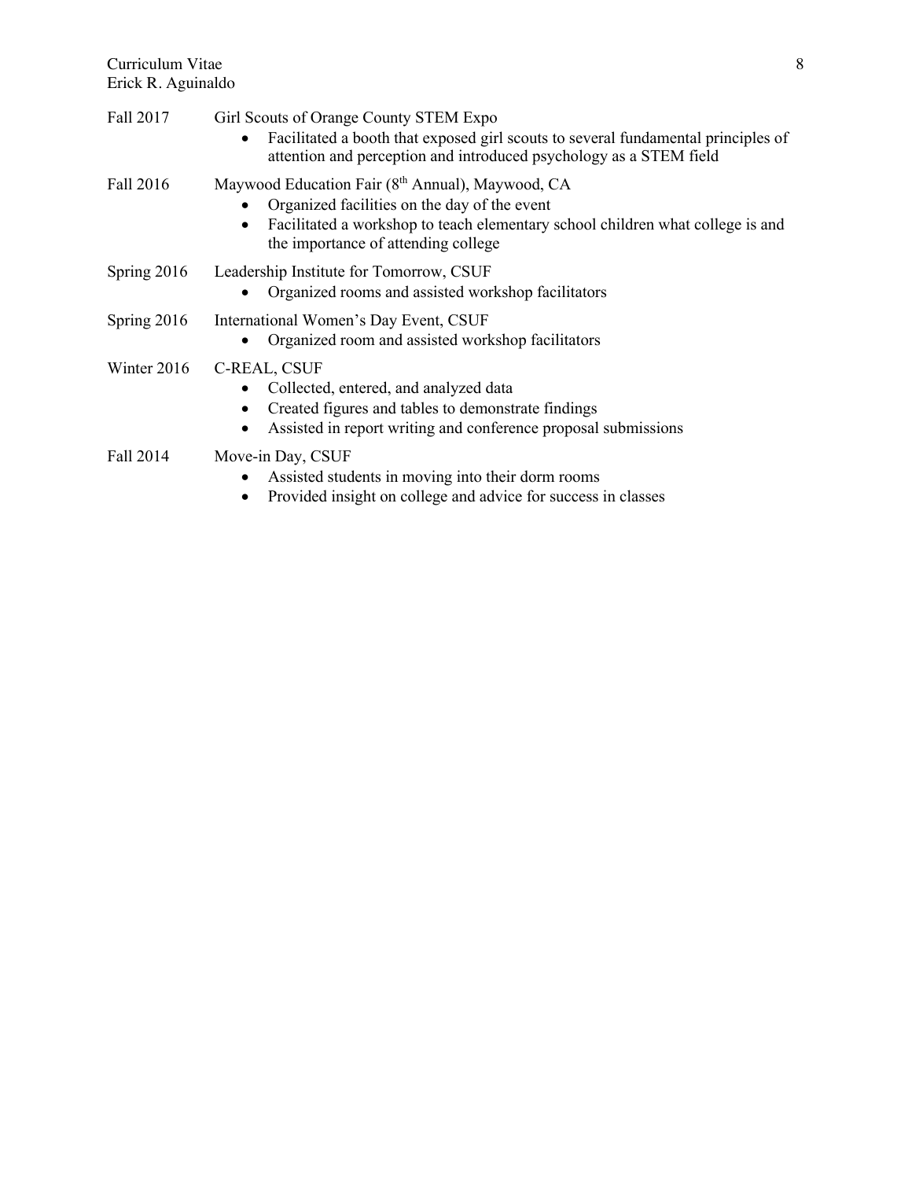Fall 2017 — Girl Scouts of Orange County STEM Expo

- Facilitated a booth that exposed girl scouts to several fundamental principles of attention and perception and introduced psychology as a STEM field

Fall 2016 — Maywood Education Fair (8th Annual), Maywood, CA

- Organized facilities on the day of the event
- Facilitated a workshop to teach elementary school children what college is and the importance of attending college

Spring 2016 — Leadership Institute for Tomorrow, CSUF

- Organized rooms and assisted workshop facilitators

Spring 2016 — International Women's Day Event, CSUF

- Organized room and assisted workshop facilitators

Winter 2016 — C-REAL, CSUF

- Collected, entered, and analyzed data
- Created figures and tables to demonstrate findings
- Assisted in report writing and conference proposal submissions

Fall 2014 — Move-in Day, CSUF

- Assisted students in moving into their dorm rooms
- Provided insight on college and advice for success in classes